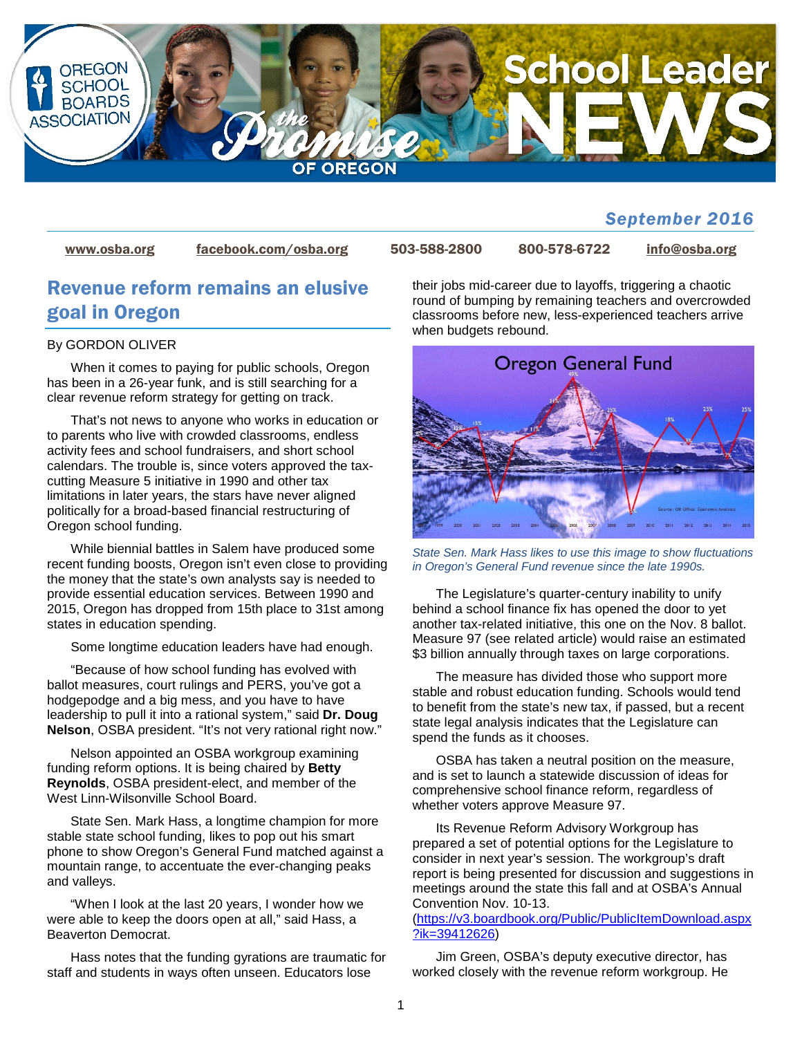# School Leader NEWS

Oregon School Boards Association — the Promise of Oregon

*September 2016*

www.osba.org | facebook.com/osba.org | 503-588-2800 | 800-578-6722 | info@osba.org

## Revenue reform remains an elusive goal in Oregon

By GORDON OLIVER

When it comes to paying for public schools, Oregon has been in a 26-year funk, and is still searching for a clear revenue reform strategy for getting on track.

That's not news to anyone who works in education or to parents who live with crowded classrooms, endless activity fees and school fundraisers, and short school calendars. The trouble is, since voters approved the tax-cutting Measure 5 initiative in 1990 and other tax limitations in later years, the stars have never aligned politically for a broad-based financial restructuring of Oregon school funding.

While biennial battles in Salem have produced some recent funding boosts, Oregon isn't even close to providing the money that the state's own analysts say is needed to provide essential education services. Between 1990 and 2015, Oregon has dropped from 15th place to 31st among states in education spending.

Some longtime education leaders have had enough.

"Because of how school funding has evolved with ballot measures, court rulings and PERS, you've got a hodgepodge and a big mess, and you have to have leadership to pull it into a rational system," said **Dr. Doug Nelson**, OSBA president. "It's not very rational right now."

Nelson appointed an OSBA workgroup examining funding reform options. It is being chaired by **Betty Reynolds**, OSBA president-elect, and member of the West Linn-Wilsonville School Board.

State Sen. Mark Hass, a longtime champion for more stable state school funding, likes to pop out his smart phone to show Oregon's General Fund matched against a mountain range, to accentuate the ever-changing peaks and valleys.

"When I look at the last 20 years, I wonder how we were able to keep the doors open at all," said Hass, a Beaverton Democrat.

Hass notes that the funding gyrations are traumatic for staff and students in ways often unseen. Educators lose their jobs mid-career due to layoffs, triggering a chaotic round of bumping by remaining teachers and overcrowded classrooms before new, less-experienced teachers arrive when budgets rebound.

Oregon General Fund

49%
34%
15%
11%
25%
18%
25%
25%

Source: OR Office: Economic Analysis

*State Sen. Mark Hass likes to use this image to show fluctuations in Oregon's General Fund revenue since the late 1990s.*

The Legislature's quarter-century inability to unify behind a school finance fix has opened the door to yet another tax-related initiative, this one on the Nov. 8 ballot. Measure 97 (see related article) would raise an estimated $3 billion annually through taxes on large corporations.

The measure has divided those who support more stable and robust education funding. Schools would tend to benefit from the state's new tax, if passed, but a recent state legal analysis indicates that the Legislature can spend the funds as it chooses.

OSBA has taken a neutral position on the measure, and is set to launch a statewide discussion of ideas for comprehensive school finance reform, regardless of whether voters approve Measure 97.

Its Revenue Reform Advisory Workgroup has prepared a set of potential options for the Legislature to consider in next year's session. The workgroup's draft report is being presented for discussion and suggestions in meetings around the state this fall and at OSBA's Annual Convention Nov. 10-13. (https://v3.boardbook.org/Public/PublicItemDownload.aspx?ik=39412626)

Jim Green, OSBA's deputy executive director, has worked closely with the revenue reform workgroup. He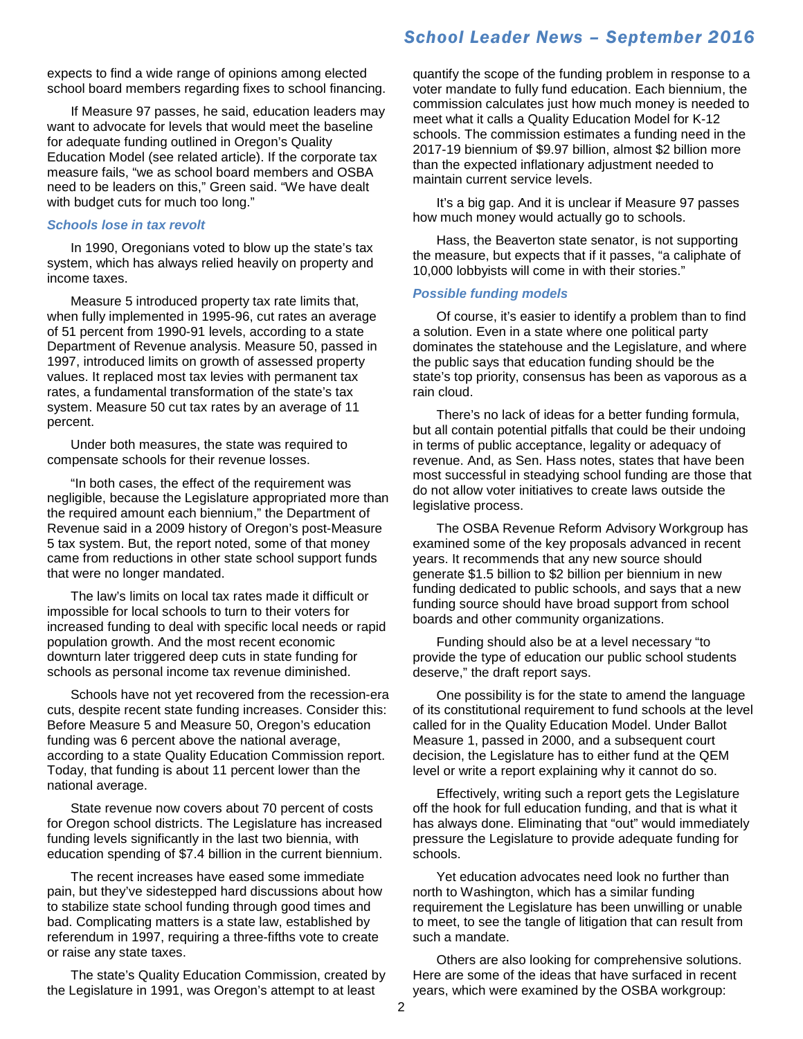expects to find a wide range of opinions among elected school board members regarding fixes to school financing.

If Measure 97 passes, he said, education leaders may want to advocate for levels that would meet the baseline for adequate funding outlined in Oregon's Quality Education Model (see related article). If the corporate tax measure fails, "we as school board members and OSBA need to be leaders on this," Green said. "We have dealt with budget cuts for much too long."

### *Schools lose in tax revolt*

In 1990, Oregonians voted to blow up the state's tax system, which has always relied heavily on property and income taxes.

Measure 5 introduced property tax rate limits that, when fully implemented in 1995-96, cut rates an average of 51 percent from 1990-91 levels, according to a state Department of Revenue analysis. Measure 50, passed in 1997, introduced limits on growth of assessed property values. It replaced most tax levies with permanent tax rates, a fundamental transformation of the state's tax system. Measure 50 cut tax rates by an average of 11 percent.

Under both measures, the state was required to compensate schools for their revenue losses.

"In both cases, the effect of the requirement was negligible, because the Legislature appropriated more than the required amount each biennium," the Department of Revenue said in a 2009 history of Oregon's post-Measure 5 tax system. But, the report noted, some of that money came from reductions in other state school support funds that were no longer mandated.

The law's limits on local tax rates made it difficult or impossible for local schools to turn to their voters for increased funding to deal with specific local needs or rapid population growth. And the most recent economic downturn later triggered deep cuts in state funding for schools as personal income tax revenue diminished.

Schools have not yet recovered from the recession-era cuts, despite recent state funding increases. Consider this: Before Measure 5 and Measure 50, Oregon's education funding was 6 percent above the national average, according to a state Quality Education Commission report. Today, that funding is about 11 percent lower than the national average.

State revenue now covers about 70 percent of costs for Oregon school districts. The Legislature has increased funding levels significantly in the last two biennia, with education spending of $7.4 billion in the current biennium.

The recent increases have eased some immediate pain, but they've sidestepped hard discussions about how to stabilize state school funding through good times and bad. Complicating matters is a state law, established by referendum in 1997, requiring a three-fifths vote to create or raise any state taxes.

The state's Quality Education Commission, created by the Legislature in 1991, was Oregon's attempt to at least quantify the scope of the funding problem in response to a voter mandate to fully fund education. Each biennium, the commission calculates just how much money is needed to meet what it calls a Quality Education Model for K-12 schools. The commission estimates a funding need in the 2017-19 biennium of $9.97 billion, almost $2 billion more than the expected inflationary adjustment needed to maintain current service levels.

It's a big gap. And it is unclear if Measure 97 passes how much money would actually go to schools.

Hass, the Beaverton state senator, is not supporting the measure, but expects that if it passes, "a caliphate of 10,000 lobbyists will come in with their stories."

### *Possible funding models*

Of course, it's easier to identify a problem than to find a solution. Even in a state where one political party dominates the statehouse and the Legislature, and where the public says that education funding should be the state's top priority, consensus has been as vaporous as a rain cloud.

There's no lack of ideas for a better funding formula, but all contain potential pitfalls that could be their undoing in terms of public acceptance, legality or adequacy of revenue. And, as Sen. Hass notes, states that have been most successful in steadying school funding are those that do not allow voter initiatives to create laws outside the legislative process.

The OSBA Revenue Reform Advisory Workgroup has examined some of the key proposals advanced in recent years. It recommends that any new source should generate $1.5 billion to $2 billion per biennium in new funding dedicated to public schools, and says that a new funding source should have broad support from school boards and other community organizations.

Funding should also be at a level necessary "to provide the type of education our public school students deserve," the draft report says.

One possibility is for the state to amend the language of its constitutional requirement to fund schools at the level called for in the Quality Education Model. Under Ballot Measure 1, passed in 2000, and a subsequent court decision, the Legislature has to either fund at the QEM level or write a report explaining why it cannot do so.

Effectively, writing such a report gets the Legislature off the hook for full education funding, and that is what it has always done. Eliminating that "out" would immediately pressure the Legislature to provide adequate funding for schools.

Yet education advocates need look no further than north to Washington, which has a similar funding requirement the Legislature has been unwilling or unable to meet, to see the tangle of litigation that can result from such a mandate.

Others are also looking for comprehensive solutions. Here are some of the ideas that have surfaced in recent years, which were examined by the OSBA workgroup: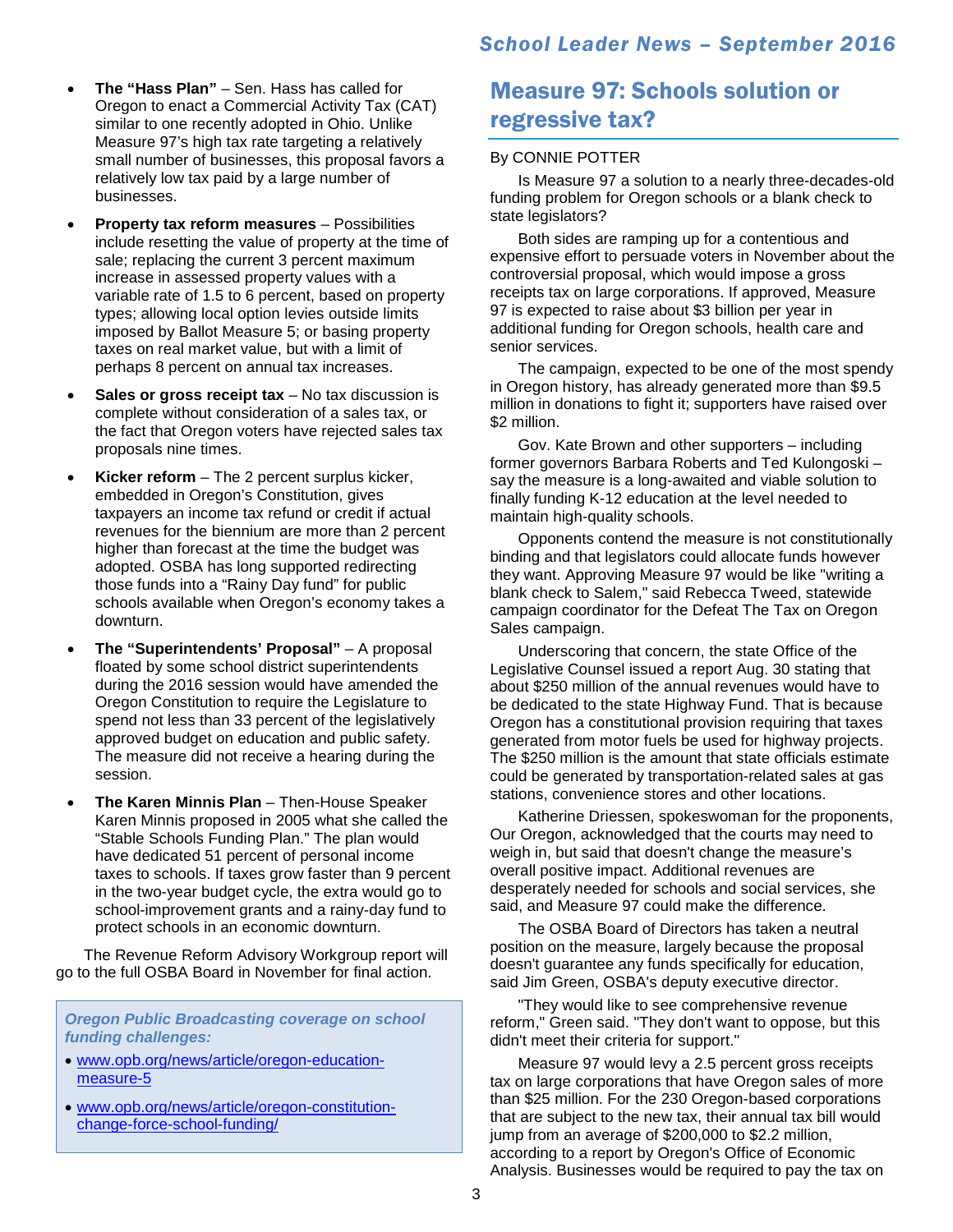- **The "Hass Plan"** – Sen. Hass has called for Oregon to enact a Commercial Activity Tax (CAT) similar to one recently adopted in Ohio. Unlike Measure 97's high tax rate targeting a relatively small number of businesses, this proposal favors a relatively low tax paid by a large number of businesses.
- **Property tax reform measures** – Possibilities include resetting the value of property at the time of sale; replacing the current 3 percent maximum increase in assessed property values with a variable rate of 1.5 to 6 percent, based on property types; allowing local option levies outside limits imposed by Ballot Measure 5; or basing property taxes on real market value, but with a limit of perhaps 8 percent on annual tax increases.
- **Sales or gross receipt tax** – No tax discussion is complete without consideration of a sales tax, or the fact that Oregon voters have rejected sales tax proposals nine times.
- **Kicker reform** – The 2 percent surplus kicker, embedded in Oregon's Constitution, gives taxpayers an income tax refund or credit if actual revenues for the biennium are more than 2 percent higher than forecast at the time the budget was adopted. OSBA has long supported redirecting those funds into a "Rainy Day fund" for public schools available when Oregon's economy takes a downturn.
- **The "Superintendents' Proposal"** – A proposal floated by some school district superintendents during the 2016 session would have amended the Oregon Constitution to require the Legislature to spend not less than 33 percent of the legislatively approved budget on education and public safety. The measure did not receive a hearing during the session.
- **The Karen Minnis Plan** – Then-House Speaker Karen Minnis proposed in 2005 what she called the "Stable Schools Funding Plan." The plan would have dedicated 51 percent of personal income taxes to schools. If taxes grow faster than 9 percent in the two-year budget cycle, the extra would go to school-improvement grants and a rainy-day fund to protect schools in an economic downturn.

The Revenue Reform Advisory Workgroup report will go to the full OSBA Board in November for final action.

> ***Oregon Public Broadcasting coverage on school funding challenges:***
>
> - [www.opb.org/news/article/oregon-education-measure-5](www.opb.org/news/article/oregon-education-measure-5)
> - [www.opb.org/news/article/oregon-constitution-change-force-school-funding/](www.opb.org/news/article/oregon-constitution-change-force-school-funding/)

## Measure 97: Schools solution or regressive tax?

By CONNIE POTTER

Is Measure 97 a solution to a nearly three-decades-old funding problem for Oregon schools or a blank check to state legislators?

Both sides are ramping up for a contentious and expensive effort to persuade voters in November about the controversial proposal, which would impose a gross receipts tax on large corporations. If approved, Measure 97 is expected to raise about $3 billion per year in additional funding for Oregon schools, health care and senior services.

The campaign, expected to be one of the most spendy in Oregon history, has already generated more than $9.5 million in donations to fight it; supporters have raised over $2 million.

Gov. Kate Brown and other supporters – including former governors Barbara Roberts and Ted Kulongoski – say the measure is a long-awaited and viable solution to finally funding K-12 education at the level needed to maintain high-quality schools.

Opponents contend the measure is not constitutionally binding and that legislators could allocate funds however they want. Approving Measure 97 would be like "writing a blank check to Salem," said Rebecca Tweed, statewide campaign coordinator for the Defeat The Tax on Oregon Sales campaign.

Underscoring that concern, the state Office of the Legislative Counsel issued a report Aug. 30 stating that about $250 million of the annual revenues would have to be dedicated to the state Highway Fund. That is because Oregon has a constitutional provision requiring that taxes generated from motor fuels be used for highway projects. The $250 million is the amount that state officials estimate could be generated by transportation-related sales at gas stations, convenience stores and other locations.

Katherine Driessen, spokeswoman for the proponents, Our Oregon, acknowledged that the courts may need to weigh in, but said that doesn't change the measure's overall positive impact. Additional revenues are desperately needed for schools and social services, she said, and Measure 97 could make the difference.

The OSBA Board of Directors has taken a neutral position on the measure, largely because the proposal doesn't guarantee any funds specifically for education, said Jim Green, OSBA's deputy executive director.

"They would like to see comprehensive revenue reform," Green said. "They don't want to oppose, but this didn't meet their criteria for support."

Measure 97 would levy a 2.5 percent gross receipts tax on large corporations that have Oregon sales of more than $25 million. For the 230 Oregon-based corporations that are subject to the new tax, their annual tax bill would jump from an average of $200,000 to $2.2 million, according to a report by Oregon's Office of Economic Analysis. Businesses would be required to pay the tax on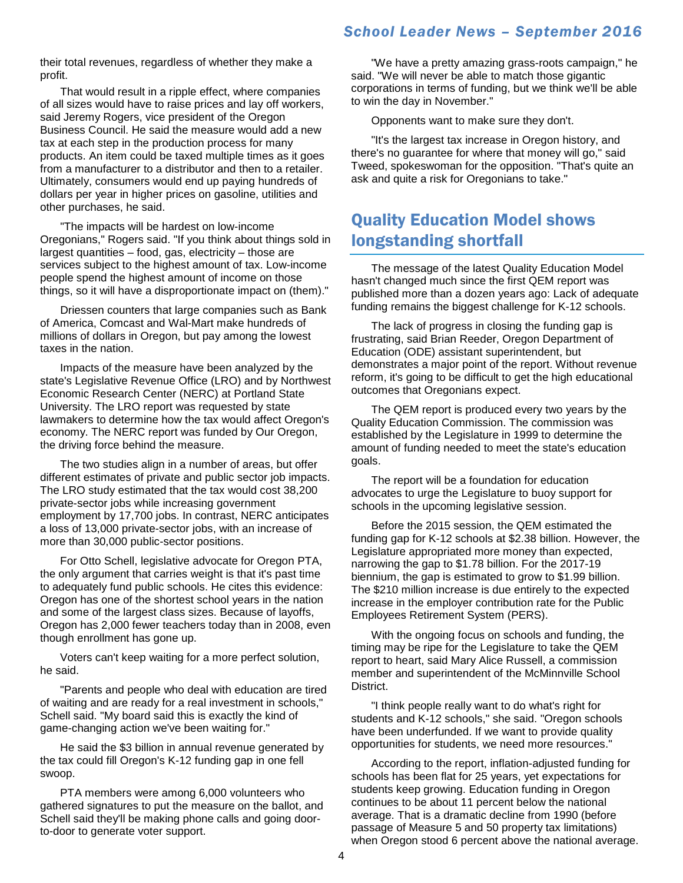their total revenues, regardless of whether they make a profit.

That would result in a ripple effect, where companies of all sizes would have to raise prices and lay off workers, said Jeremy Rogers, vice president of the Oregon Business Council. He said the measure would add a new tax at each step in the production process for many products. An item could be taxed multiple times as it goes from a manufacturer to a distributor and then to a retailer. Ultimately, consumers would end up paying hundreds of dollars per year in higher prices on gasoline, utilities and other purchases, he said.

"The impacts will be hardest on low-income Oregonians," Rogers said. "If you think about things sold in largest quantities – food, gas, electricity – those are services subject to the highest amount of tax. Low-income people spend the highest amount of income on those things, so it will have a disproportionate impact on (them)."

Driessen counters that large companies such as Bank of America, Comcast and Wal-Mart make hundreds of millions of dollars in Oregon, but pay among the lowest taxes in the nation.

Impacts of the measure have been analyzed by the state's Legislative Revenue Office (LRO) and by Northwest Economic Research Center (NERC) at Portland State University. The LRO report was requested by state lawmakers to determine how the tax would affect Oregon's economy. The NERC report was funded by Our Oregon, the driving force behind the measure.

The two studies align in a number of areas, but offer different estimates of private and public sector job impacts. The LRO study estimated that the tax would cost 38,200 private-sector jobs while increasing government employment by 17,700 jobs. In contrast, NERC anticipates a loss of 13,000 private-sector jobs, with an increase of more than 30,000 public-sector positions.

For Otto Schell, legislative advocate for Oregon PTA, the only argument that carries weight is that it's past time to adequately fund public schools. He cites this evidence: Oregon has one of the shortest school years in the nation and some of the largest class sizes. Because of layoffs, Oregon has 2,000 fewer teachers today than in 2008, even though enrollment has gone up.

Voters can't keep waiting for a more perfect solution, he said.

"Parents and people who deal with education are tired of waiting and are ready for a real investment in schools," Schell said. "My board said this is exactly the kind of game-changing action we've been waiting for."

He said the $3 billion in annual revenue generated by the tax could fill Oregon's K-12 funding gap in one fell swoop.

PTA members were among 6,000 volunteers who gathered signatures to put the measure on the ballot, and Schell said they'll be making phone calls and going door-to-door to generate voter support.

"We have a pretty amazing grass-roots campaign," he said. "We will never be able to match those gigantic corporations in terms of funding, but we think we'll be able to win the day in November."

Opponents want to make sure they don't.

"It's the largest tax increase in Oregon history, and there's no guarantee for where that money will go," said Tweed, spokeswoman for the opposition. "That's quite an ask and quite a risk for Oregonians to take."

## Quality Education Model shows longstanding shortfall

The message of the latest Quality Education Model hasn't changed much since the first QEM report was published more than a dozen years ago: Lack of adequate funding remains the biggest challenge for K-12 schools.

The lack of progress in closing the funding gap is frustrating, said Brian Reeder, Oregon Department of Education (ODE) assistant superintendent, but demonstrates a major point of the report. Without revenue reform, it's going to be difficult to get the high educational outcomes that Oregonians expect.

The QEM report is produced every two years by the Quality Education Commission. The commission was established by the Legislature in 1999 to determine the amount of funding needed to meet the state's education goals.

The report will be a foundation for education advocates to urge the Legislature to buoy support for schools in the upcoming legislative session.

Before the 2015 session, the QEM estimated the funding gap for K-12 schools at $2.38 billion. However, the Legislature appropriated more money than expected, narrowing the gap to $1.78 billion. For the 2017-19 biennium, the gap is estimated to grow to $1.99 billion. The $210 million increase is due entirely to the expected increase in the employer contribution rate for the Public Employees Retirement System (PERS).

With the ongoing focus on schools and funding, the timing may be ripe for the Legislature to take the QEM report to heart, said Mary Alice Russell, a commission member and superintendent of the McMinnville School District.

"I think people really want to do what's right for students and K-12 schools," she said. "Oregon schools have been underfunded. If we want to provide quality opportunities for students, we need more resources."

According to the report, inflation-adjusted funding for schools has been flat for 25 years, yet expectations for students keep growing. Education funding in Oregon continues to be about 11 percent below the national average. That is a dramatic decline from 1990 (before passage of Measure 5 and 50 property tax limitations) when Oregon stood 6 percent above the national average.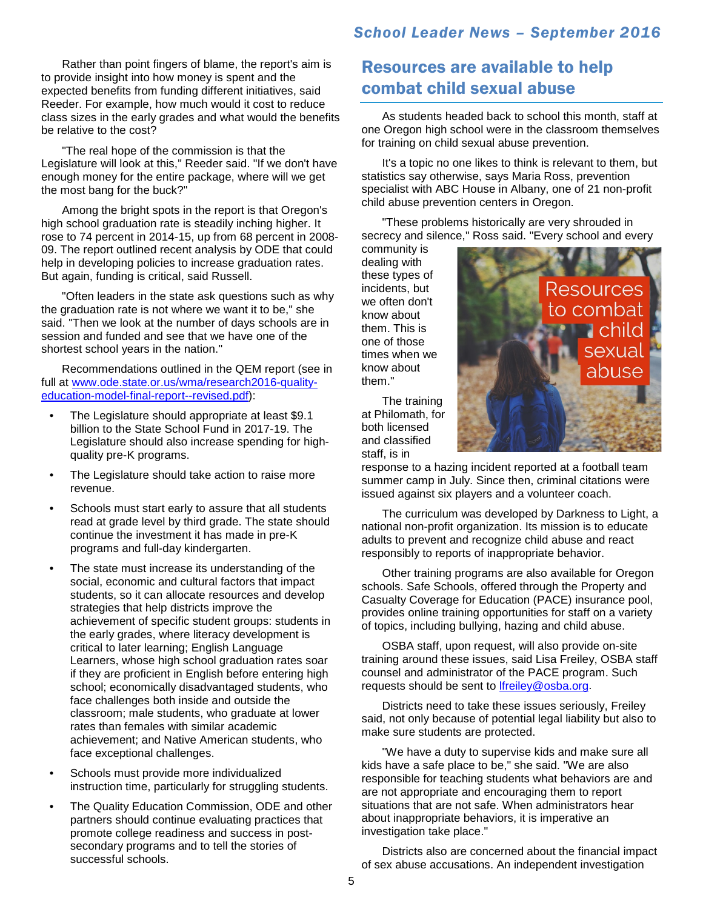Rather than point fingers of blame, the report's aim is to provide insight into how money is spent and the expected benefits from funding different initiatives, said Reeder. For example, how much would it cost to reduce class sizes in the early grades and what would the benefits be relative to the cost?

"The real hope of the commission is that the Legislature will look at this," Reeder said. "If we don't have enough money for the entire package, where will we get the most bang for the buck?"

Among the bright spots in the report is that Oregon's high school graduation rate is steadily inching higher. It rose to 74 percent in 2014-15, up from 68 percent in 2008-09. The report outlined recent analysis by ODE that could help in developing policies to increase graduation rates. But again, funding is critical, said Russell.

"Often leaders in the state ask questions such as why the graduation rate is not where we want it to be," she said. "Then we look at the number of days schools are in session and funded and see that we have one of the shortest school years in the nation."

Recommendations outlined in the QEM report (see in full at [www.ode.state.or.us/wma/research2016-quality-education-model-final-report--revised.pdf](www.ode.state.or.us/wma/research2016-quality-education-model-final-report--revised.pdf)):

- The Legislature should appropriate at least $9.1 billion to the State School Fund in 2017-19. The Legislature should also increase spending for high-quality pre-K programs.
- The Legislature should take action to raise more revenue.
- Schools must start early to assure that all students read at grade level by third grade. The state should continue the investment it has made in pre-K programs and full-day kindergarten.
- The state must increase its understanding of the social, economic and cultural factors that impact students, so it can allocate resources and develop strategies that help districts improve the achievement of specific student groups: students in the early grades, where literacy development is critical to later learning; English Language Learners, whose high school graduation rates soar if they are proficient in English before entering high school; economically disadvantaged students, who face challenges both inside and outside the classroom; male students, who graduate at lower rates than females with similar academic achievement; and Native American students, who face exceptional challenges.
- Schools must provide more individualized instruction time, particularly for struggling students.
- The Quality Education Commission, ODE and other partners should continue evaluating practices that promote college readiness and success in post-secondary programs and to tell the stories of successful schools.

## Resources are available to help combat child sexual abuse

As students headed back to school this month, staff at one Oregon high school were in the classroom themselves for training on child sexual abuse prevention.

It's a topic no one likes to think is relevant to them, but statistics say otherwise, says Maria Ross, prevention specialist with ABC House in Albany, one of 21 non-profit child abuse prevention centers in Oregon.

"These problems historically are very shrouded in secrecy and silence," Ross said. "Every school and every community is dealing with these types of incidents, but we often don't know about them. This is one of those times when we know about them."

Resources to combat child sexual abuse

The training at Philomath, for both licensed and classified staff, is in response to a hazing incident reported at a football team summer camp in July. Since then, criminal citations were issued against six players and a volunteer coach.

The curriculum was developed by Darkness to Light, a national non-profit organization. Its mission is to educate adults to prevent and recognize child abuse and react responsibly to reports of inappropriate behavior.

Other training programs are also available for Oregon schools. Safe Schools, offered through the Property and Casualty Coverage for Education (PACE) insurance pool, provides online training opportunities for staff on a variety of topics, including bullying, hazing and child abuse.

OSBA staff, upon request, will also provide on-site training around these issues, said Lisa Freiley, OSBA staff counsel and administrator of the PACE program. Such requests should be sent to [lfreiley@osba.org](mailto:lfreiley@osba.org).

Districts need to take these issues seriously, Freiley said, not only because of potential legal liability but also to make sure students are protected.

"We have a duty to supervise kids and make sure all kids have a safe place to be," she said. "We are also responsible for teaching students what behaviors are and are not appropriate and encouraging them to report situations that are not safe. When administrators hear about inappropriate behaviors, it is imperative an investigation take place."

Districts also are concerned about the financial impact of sex abuse accusations. An independent investigation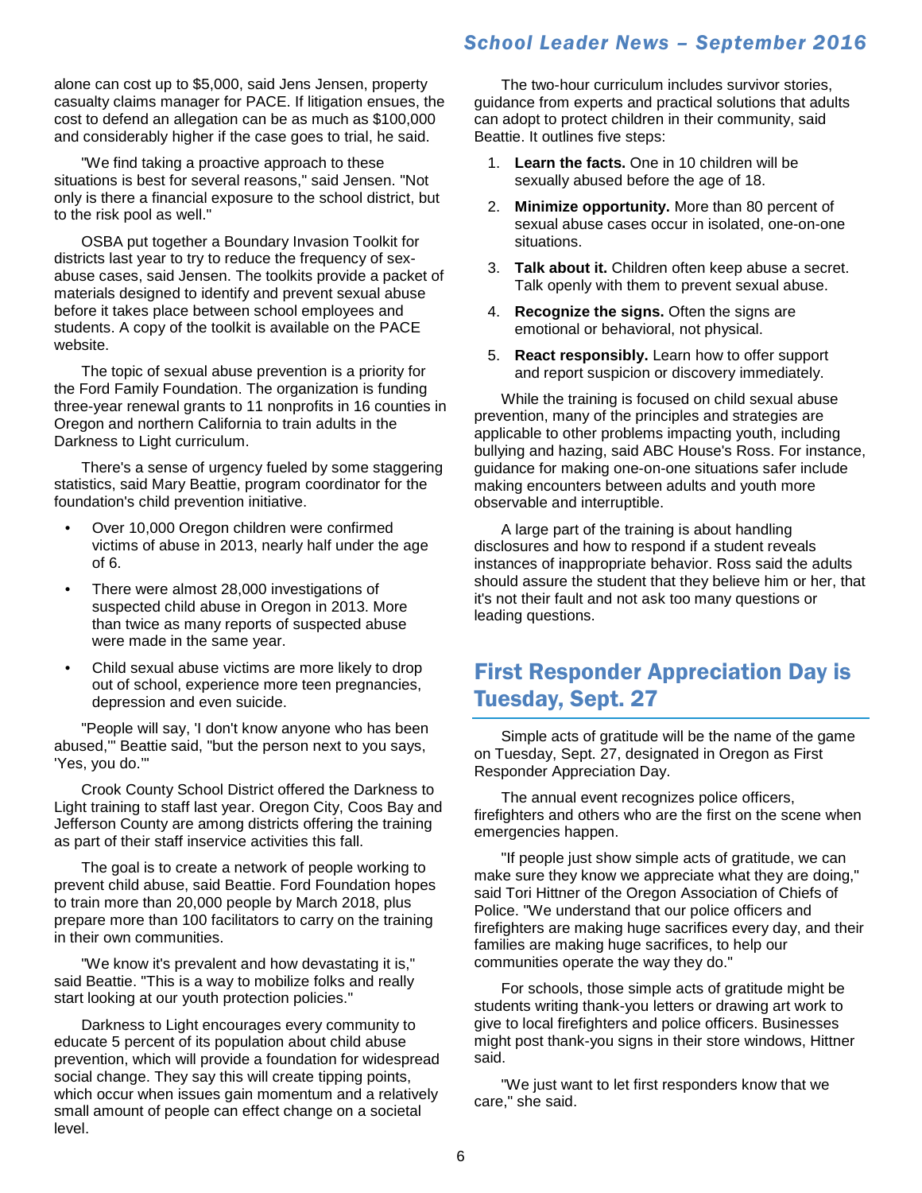alone can cost up to $5,000, said Jens Jensen, property casualty claims manager for PACE. If litigation ensues, the cost to defend an allegation can be as much as $100,000 and considerably higher if the case goes to trial, he said.

"We find taking a proactive approach to these situations is best for several reasons," said Jensen. "Not only is there a financial exposure to the school district, but to the risk pool as well."

OSBA put together a Boundary Invasion Toolkit for districts last year to try to reduce the frequency of sex-abuse cases, said Jensen. The toolkits provide a packet of materials designed to identify and prevent sexual abuse before it takes place between school employees and students. A copy of the toolkit is available on the PACE website.

The topic of sexual abuse prevention is a priority for the Ford Family Foundation. The organization is funding three-year renewal grants to 11 nonprofits in 16 counties in Oregon and northern California to train adults in the Darkness to Light curriculum.

There's a sense of urgency fueled by some staggering statistics, said Mary Beattie, program coordinator for the foundation's child prevention initiative.

- Over 10,000 Oregon children were confirmed victims of abuse in 2013, nearly half under the age of 6.
- There were almost 28,000 investigations of suspected child abuse in Oregon in 2013. More than twice as many reports of suspected abuse were made in the same year.
- Child sexual abuse victims are more likely to drop out of school, experience more teen pregnancies, depression and even suicide.

"People will say, 'I don't know anyone who has been abused,'" Beattie said, "but the person next to you says, 'Yes, you do.'"

Crook County School District offered the Darkness to Light training to staff last year. Oregon City, Coos Bay and Jefferson County are among districts offering the training as part of their staff inservice activities this fall.

The goal is to create a network of people working to prevent child abuse, said Beattie. Ford Foundation hopes to train more than 20,000 people by March 2018, plus prepare more than 100 facilitators to carry on the training in their own communities.

"We know it's prevalent and how devastating it is," said Beattie. "This is a way to mobilize folks and really start looking at our youth protection policies."

Darkness to Light encourages every community to educate 5 percent of its population about child abuse prevention, which will provide a foundation for widespread social change. They say this will create tipping points, which occur when issues gain momentum and a relatively small amount of people can effect change on a societal level.

The two-hour curriculum includes survivor stories, guidance from experts and practical solutions that adults can adopt to protect children in their community, said Beattie. It outlines five steps:

1. **Learn the facts.** One in 10 children will be sexually abused before the age of 18.
2. **Minimize opportunity.** More than 80 percent of sexual abuse cases occur in isolated, one-on-one situations.
3. **Talk about it.** Children often keep abuse a secret. Talk openly with them to prevent sexual abuse.
4. **Recognize the signs.** Often the signs are emotional or behavioral, not physical.
5. **React responsibly.** Learn how to offer support and report suspicion or discovery immediately.

While the training is focused on child sexual abuse prevention, many of the principles and strategies are applicable to other problems impacting youth, including bullying and hazing, said ABC House's Ross. For instance, guidance for making one-on-one situations safer include making encounters between adults and youth more observable and interruptible.

A large part of the training is about handling disclosures and how to respond if a student reveals instances of inappropriate behavior. Ross said the adults should assure the student that they believe him or her, that it's not their fault and not ask too many questions or leading questions.

## First Responder Appreciation Day is Tuesday, Sept. 27

Simple acts of gratitude will be the name of the game on Tuesday, Sept. 27, designated in Oregon as First Responder Appreciation Day.

The annual event recognizes police officers, firefighters and others who are the first on the scene when emergencies happen.

"If people just show simple acts of gratitude, we can make sure they know we appreciate what they are doing," said Tori Hittner of the Oregon Association of Chiefs of Police. "We understand that our police officers and firefighters are making huge sacrifices every day, and their families are making huge sacrifices, to help our communities operate the way they do."

For schools, those simple acts of gratitude might be students writing thank-you letters or drawing art work to give to local firefighters and police officers. Businesses might post thank-you signs in their store windows, Hittner said.

"We just want to let first responders know that we care," she said.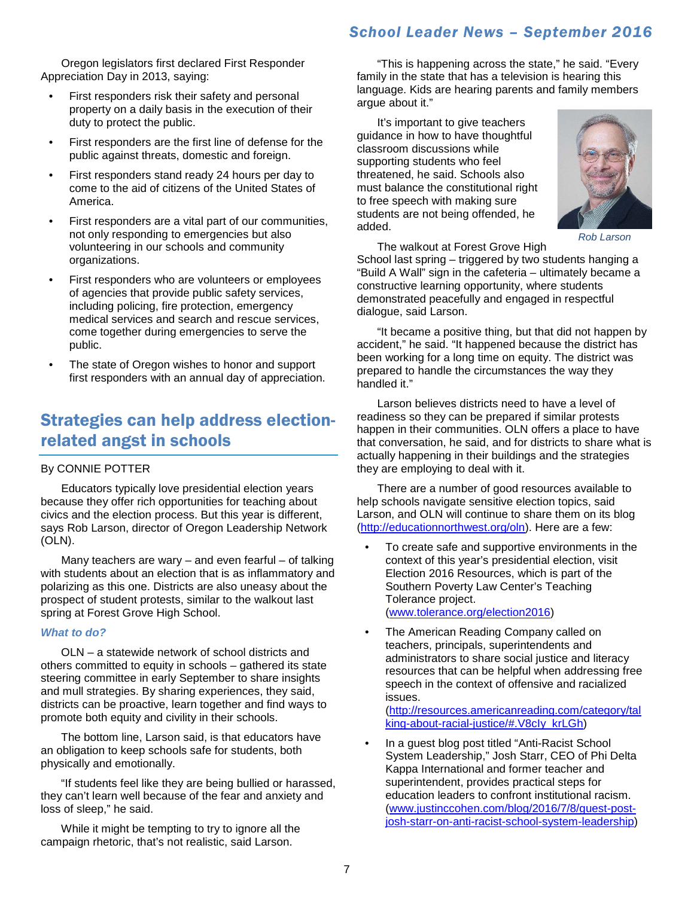Oregon legislators first declared First Responder Appreciation Day in 2013, saying:

- First responders risk their safety and personal property on a daily basis in the execution of their duty to protect the public.
- First responders are the first line of defense for the public against threats, domestic and foreign.
- First responders stand ready 24 hours per day to come to the aid of citizens of the United States of America.
- First responders are a vital part of our communities, not only responding to emergencies but also volunteering in our schools and community organizations.
- First responders who are volunteers or employees of agencies that provide public safety services, including policing, fire protection, emergency medical services and search and rescue services, come together during emergencies to serve the public.
- The state of Oregon wishes to honor and support first responders with an annual day of appreciation.

## Strategies can help address election-related angst in schools

By CONNIE POTTER

Educators typically love presidential election years because they offer rich opportunities for teaching about civics and the election process. But this year is different, says Rob Larson, director of Oregon Leadership Network (OLN).

Many teachers are wary – and even fearful – of talking with students about an election that is as inflammatory and polarizing as this one. Districts are also uneasy about the prospect of student protests, similar to the walkout last spring at Forest Grove High School.

### *What to do?*

OLN – a statewide network of school districts and others committed to equity in schools – gathered its state steering committee in early September to share insights and mull strategies. By sharing experiences, they said, districts can be proactive, learn together and find ways to promote both equity and civility in their schools.

The bottom line, Larson said, is that educators have an obligation to keep schools safe for students, both physically and emotionally.

"If students feel like they are being bullied or harassed, they can't learn well because of the fear and anxiety and loss of sleep," he said.

While it might be tempting to try to ignore all the campaign rhetoric, that's not realistic, said Larson.

"This is happening across the state," he said. "Every family in the state that has a television is hearing this language. Kids are hearing parents and family members argue about it."

It's important to give teachers guidance in how to have thoughtful classroom discussions while supporting students who feel threatened, he said. Schools also must balance the constitutional right to free speech with making sure students are not being offended, he added.

*Rob Larson*

The walkout at Forest Grove High School last spring – triggered by two students hanging a "Build A Wall" sign in the cafeteria – ultimately became a constructive learning opportunity, where students demonstrated peacefully and engaged in respectful dialogue, said Larson.

"It became a positive thing, but that did not happen by accident," he said. "It happened because the district has been working for a long time on equity. The district was prepared to handle the circumstances the way they handled it."

Larson believes districts need to have a level of readiness so they can be prepared if similar protests happen in their communities. OLN offers a place to have that conversation, he said, and for districts to share what is actually happening in their buildings and the strategies they are employing to deal with it.

There are a number of good resources available to help schools navigate sensitive election topics, said Larson, and OLN will continue to share them on its blog (http://educationnorthwest.org/oln). Here are a few:

- To create safe and supportive environments in the context of this year's presidential election, visit Election 2016 Resources, which is part of the Southern Poverty Law Center's Teaching Tolerance project. (www.tolerance.org/election2016)
- The American Reading Company called on teachers, principals, superintendents and administrators to share social justice and literacy resources that can be helpful when addressing free speech in the context of offensive and racialized issues. (http://resources.americanreading.com/category/talking-about-racial-justice/#.V8cIy_krLGh)
- In a guest blog post titled "Anti-Racist School System Leadership," Josh Starr, CEO of Phi Delta Kappa International and former teacher and superintendent, provides practical steps for education leaders to confront institutional racism. (www.justinccohen.com/blog/2016/7/8/guest-post-josh-starr-on-anti-racist-school-system-leadership)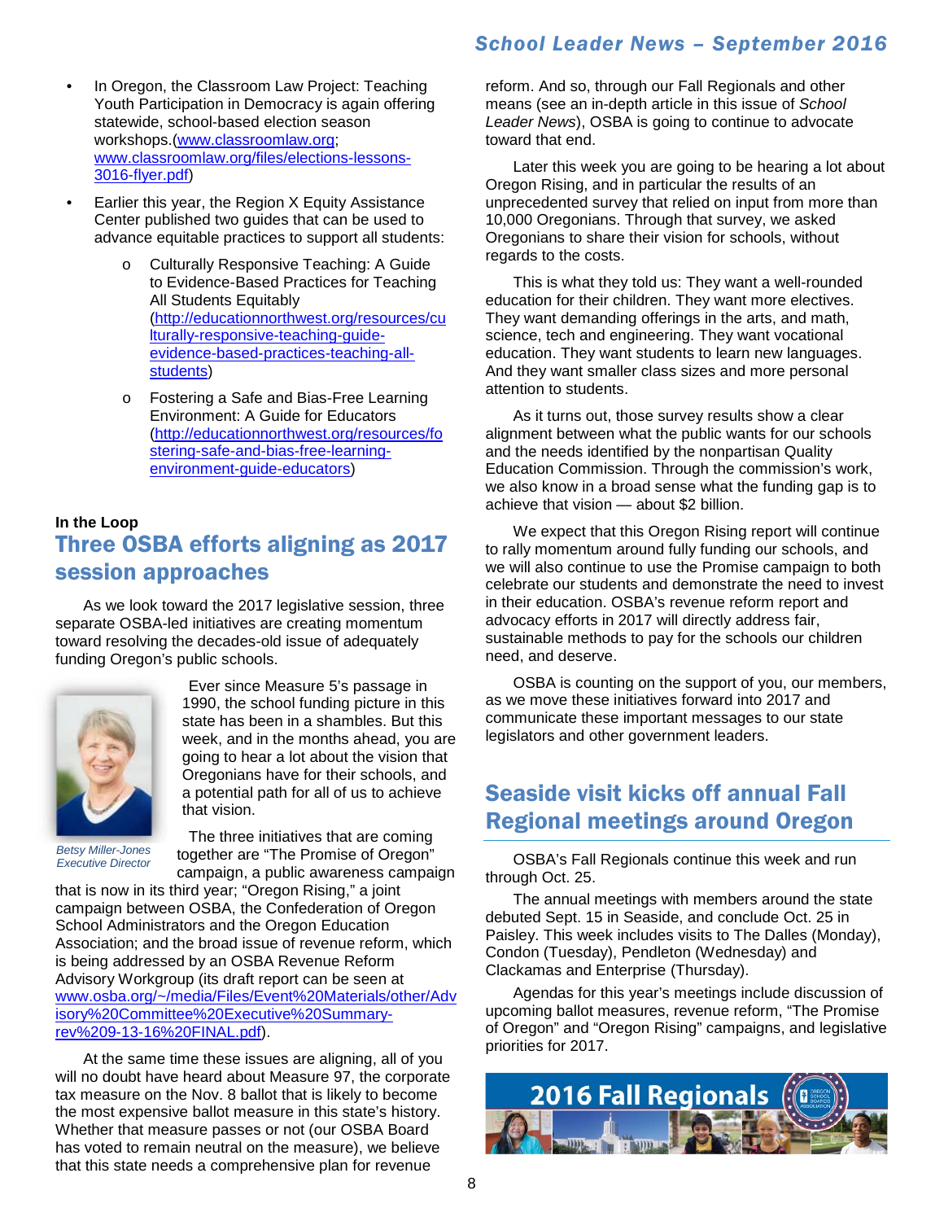- In Oregon, the Classroom Law Project: Teaching Youth Participation in Democracy is again offering statewide, school-based election season workshops.(www.classroomlaw.org; www.classroomlaw.org/files/elections-lessons-3016-flyer.pdf)
- Earlier this year, the Region X Equity Assistance Center published two guides that can be used to advance equitable practices to support all students:
  - Culturally Responsive Teaching: A Guide to Evidence-Based Practices for Teaching All Students Equitably (http://educationnorthwest.org/resources/culturally-responsive-teaching-guide-evidence-based-practices-teaching-all-students)
  - Fostering a Safe and Bias-Free Learning Environment: A Guide for Educators (http://educationnorthwest.org/resources/fostering-safe-and-bias-free-learning-environment-guide-educators)

**In the Loop**

## Three OSBA efforts aligning as 2017 session approaches

As we look toward the 2017 legislative session, three separate OSBA-led initiatives are creating momentum toward resolving the decades-old issue of adequately funding Oregon's public schools.

*Betsy Miller-Jones*
*Executive Director*

Ever since Measure 5's passage in 1990, the school funding picture in this state has been in a shambles. But this week, and in the months ahead, you are going to hear a lot about the vision that Oregonians have for their schools, and a potential path for all of us to achieve that vision.

The three initiatives that are coming together are "The Promise of Oregon" campaign, a public awareness campaign that is now in its third year; "Oregon Rising," a joint campaign between OSBA, the Confederation of Oregon School Administrators and the Oregon Education Association; and the broad issue of revenue reform, which is being addressed by an OSBA Revenue Reform Advisory Workgroup (its draft report can be seen at www.osba.org/~/media/Files/Event%20Materials/other/Advisory%20Committee%20Executive%20Summary-rev%209-13-16%20FINAL.pdf).

At the same time these issues are aligning, all of you will no doubt have heard about Measure 97, the corporate tax measure on the Nov. 8 ballot that is likely to become the most expensive ballot measure in this state's history. Whether that measure passes or not (our OSBA Board has voted to remain neutral on the measure), we believe that this state needs a comprehensive plan for revenue reform. And so, through our Fall Regionals and other means (see an in-depth article in this issue of *School Leader News*), OSBA is going to continue to advocate toward that end.

Later this week you are going to be hearing a lot about Oregon Rising, and in particular the results of an unprecedented survey that relied on input from more than 10,000 Oregonians. Through that survey, we asked Oregonians to share their vision for schools, without regards to the costs.

This is what they told us: They want a well-rounded education for their children. They want more electives. They want demanding offerings in the arts, and math, science, tech and engineering. They want vocational education. They want students to learn new languages. And they want smaller class sizes and more personal attention to students.

As it turns out, those survey results show a clear alignment between what the public wants for our schools and the needs identified by the nonpartisan Quality Education Commission. Through the commission's work, we also know in a broad sense what the funding gap is to achieve that vision — about $2 billion.

We expect that this Oregon Rising report will continue to rally momentum around fully funding our schools, and we will also continue to use the Promise campaign to both celebrate our students and demonstrate the need to invest in their education. OSBA's revenue reform report and advocacy efforts in 2017 will directly address fair, sustainable methods to pay for the schools our children need, and deserve.

OSBA is counting on the support of you, our members, as we move these initiatives forward into 2017 and communicate these important messages to our state legislators and other government leaders.

## Seaside visit kicks off annual Fall Regional meetings around Oregon

OSBA's Fall Regionals continue this week and run through Oct. 25.

The annual meetings with members around the state debuted Sept. 15 in Seaside, and conclude Oct. 25 in Paisley. This week includes visits to The Dalles (Monday), Condon (Tuesday), Pendleton (Wednesday) and Clackamas and Enterprise (Thursday).

Agendas for this year's meetings include discussion of upcoming ballot measures, revenue reform, "The Promise of Oregon" and "Oregon Rising" campaigns, and legislative priorities for 2017.

2016 Fall Regionals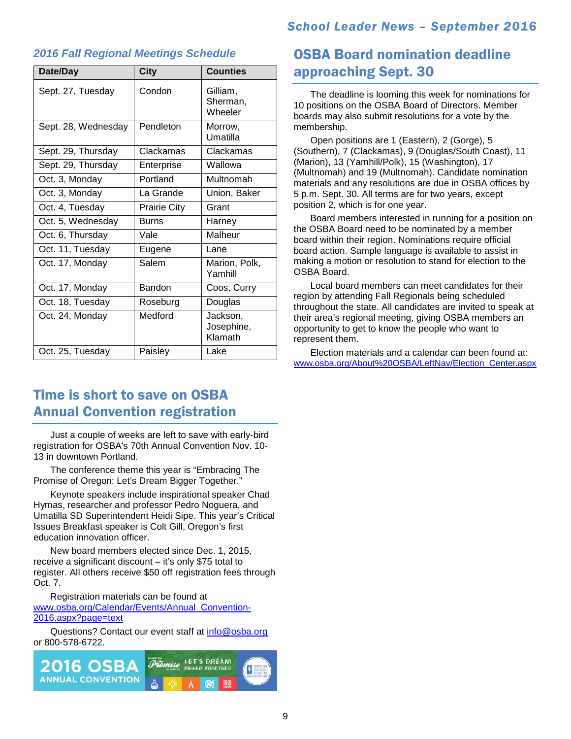## 2016 Fall Regional Meetings Schedule

| Date/Day | City | Counties |
|---|---|---|
| Sept. 27, Tuesday | Condon | Gilliam, Sherman, Wheeler |
| Sept. 28, Wednesday | Pendleton | Morrow, Umatilla |
| Sept. 29, Thursday | Clackamas | Clackamas |
| Sept. 29, Thursday | Enterprise | Wallowa |
| Oct. 3, Monday | Portland | Multnomah |
| Oct. 3, Monday | La Grande | Union, Baker |
| Oct. 4, Tuesday | Prairie City | Grant |
| Oct. 5, Wednesday | Burns | Harney |
| Oct. 6, Thursday | Vale | Malheur |
| Oct. 11, Tuesday | Eugene | Lane |
| Oct. 17, Monday | Salem | Marion, Polk, Yamhill |
| Oct. 17, Monday | Bandon | Coos, Curry |
| Oct. 18, Tuesday | Roseburg | Douglas |
| Oct. 24, Monday | Medford | Jackson, Josephine, Klamath |
| Oct. 25, Tuesday | Paisley | Lake |

## Time is short to save on OSBA Annual Convention registration

Just a couple of weeks are left to save with early-bird registration for OSBA's 70th Annual Convention Nov. 10-13 in downtown Portland.

The conference theme this year is "Embracing The Promise of Oregon: Let's Dream Bigger Together."

Keynote speakers include inspirational speaker Chad Hymas, researcher and professor Pedro Noguera, and Umatilla SD Superintendent Heidi Sipe. This year's Critical Issues Breakfast speaker is Colt Gill, Oregon's first education innovation officer.

New board members elected since Dec. 1, 2015, receive a significant discount – it's only $75 total to register. All others receive $50 off registration fees through Oct. 7.

Registration materials can be found at www.osba.org/Calendar/Events/Annual_Convention-2016.aspx?page=text

Questions? Contact our event staff at info@osba.org or 800-578-6722.

2016 OSBA ANNUAL CONVENTION — Embracing the Promise of Oregon — LET'S DREAM BIGGER TOGETHER

## OSBA Board nomination deadline approaching Sept. 30

The deadline is looming this week for nominations for 10 positions on the OSBA Board of Directors. Member boards may also submit resolutions for a vote by the membership.

Open positions are 1 (Eastern), 2 (Gorge), 5 (Southern), 7 (Clackamas), 9 (Douglas/South Coast), 11 (Marion), 13 (Yamhill/Polk), 15 (Washington), 17 (Multnomah) and 19 (Multnomah). Candidate nomination materials and any resolutions are due in OSBA offices by 5 p.m. Sept. 30. All terms are for two years, except position 2, which is for one year.

Board members interested in running for a position on the OSBA Board need to be nominated by a member board within their region. Nominations require official board action. Sample language is available to assist in making a motion or resolution to stand for election to the OSBA Board.

Local board members can meet candidates for their region by attending Fall Regionals being scheduled throughout the state. All candidates are invited to speak at their area's regional meeting, giving OSBA members an opportunity to get to know the people who want to represent them.

Election materials and a calendar can been found at: www.osba.org/About%20OSBA/LeftNav/Election_Center.aspx